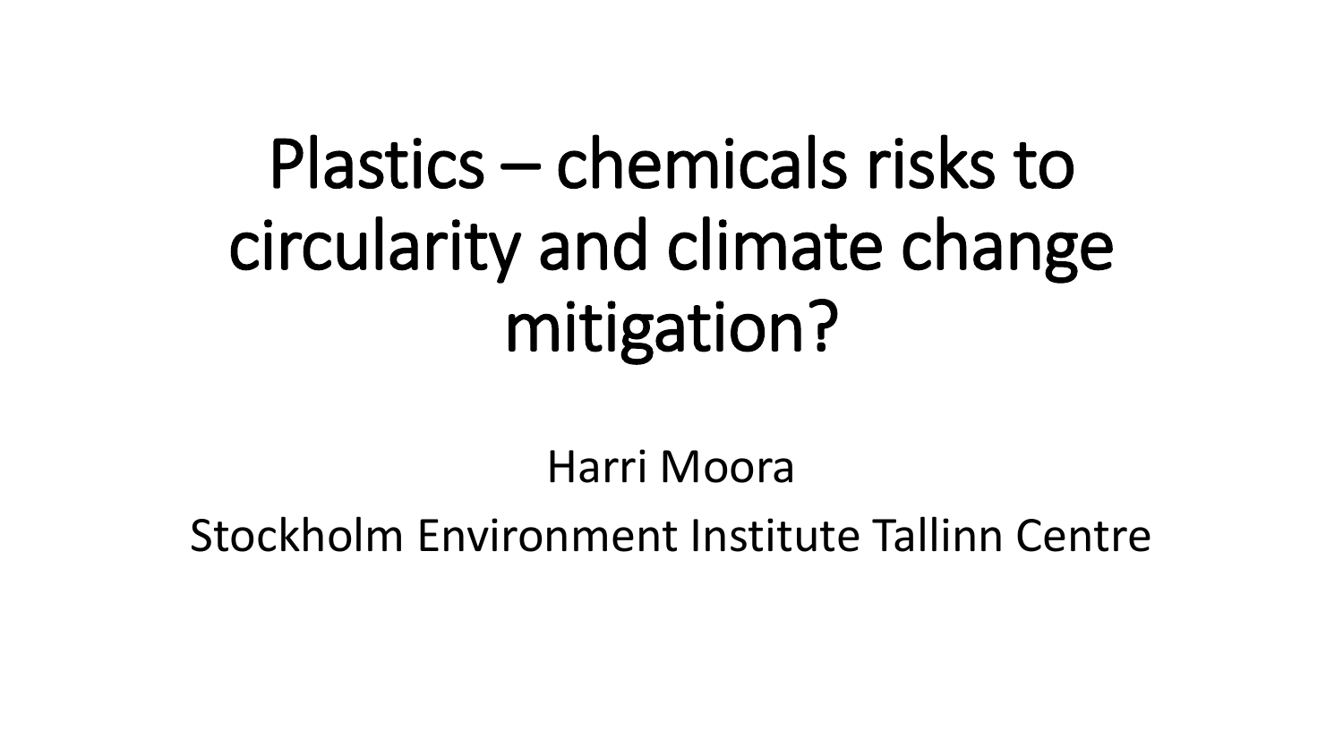# Plastics – chemicals risks to circularity and climate change mitigation?

Harri Moora

Stockholm Environment Institute Tallinn Centre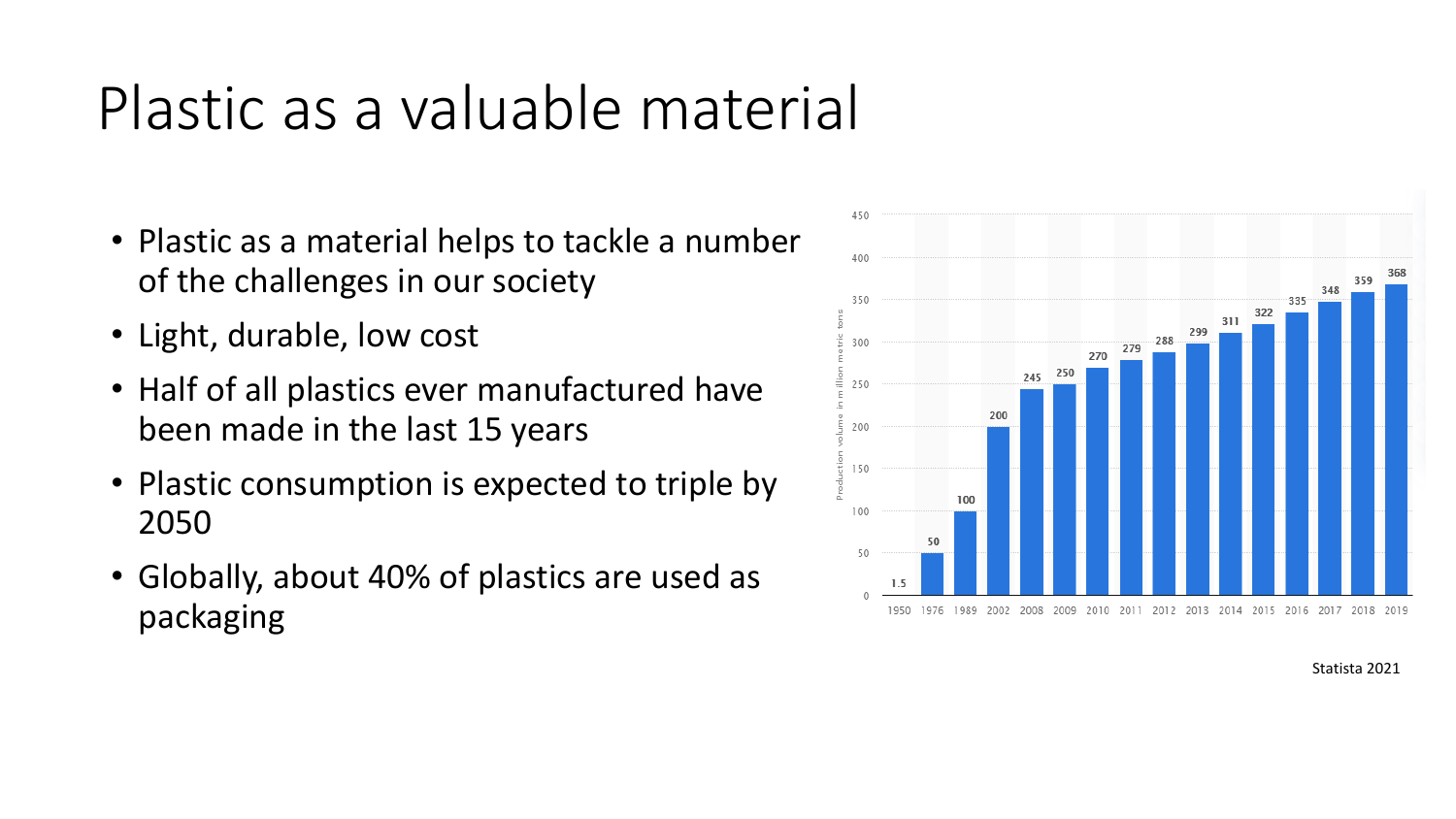# Plastic as a valuable material

- Plastic as a material helps to tackle a number of the challenges in our society
- Light, durable, low cost
- Half of all plastics ever manufactured have been made in the last 15 years
- Plastic consumption is expected to triple by 2050
- Globally, about 40% of plastics are used as packaging

| Year | Production volume in million metric tons |
|---|---|
| 1950 | 1.5 |
| 1976 | 50 |
| 1989 | 100 |
| 2002 | 200 |
| 2008 | 245 |
| 2009 | 250 |
| 2010 | 270 |
| 2011 | 279 |
| 2012 | 288 |
| 2013 | 299 |
| 2014 | 311 |
| 2015 | 322 |
| 2016 | 335 |
| 2017 | 348 |
| 2018 | 359 |
| 2019 | 368 |

Statista 2021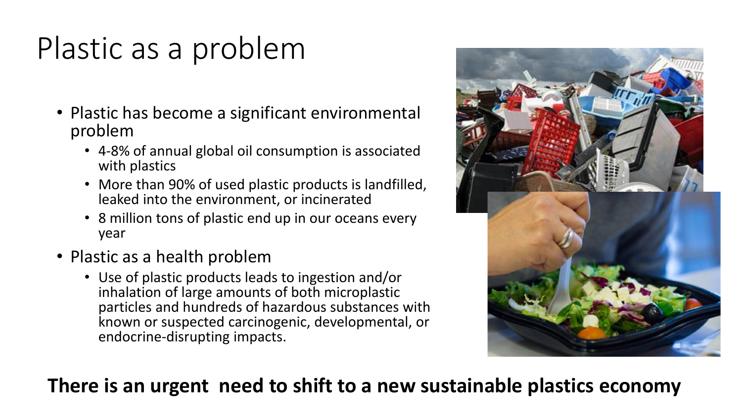# Plastic as a problem

- Plastic has become a significant environmental problem
  - 4-8% of annual global oil consumption is associated with plastics
  - More than 90% of used plastic products is landfilled, leaked into the environment, or incinerated
  - 8 million tons of plastic end up in our oceans every year
- Plastic as a health problem
  - Use of plastic products leads to ingestion and/or inhalation of large amounts of both microplastic particles and hundreds of hazardous substances with known or suspected carcinogenic, developmental, or endocrine-disrupting impacts.

**There is an urgent need to shift to a new sustainable plastics economy**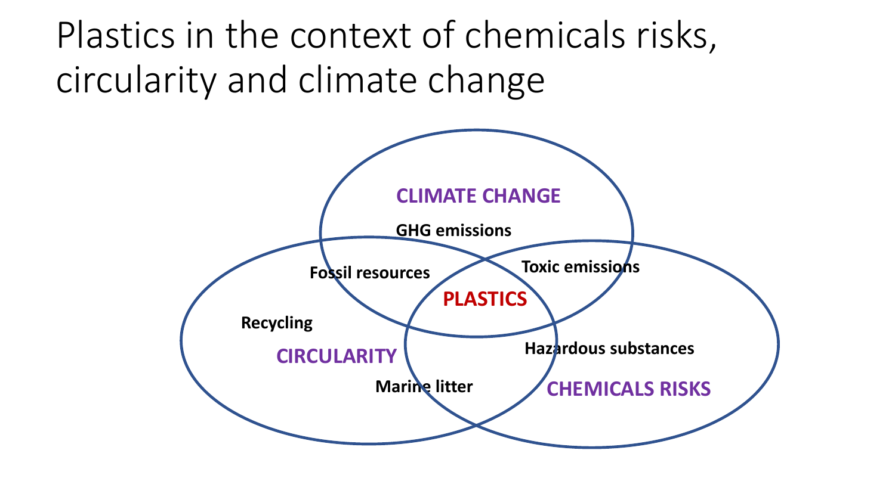# Plastics in the context of chemicals risks, circularity and climate change

**CLIMATE CHANGE**

**GHG emissions**

**Fossil resources**

**Toxic emissions**

**PLASTICS**

**Recycling**

**CIRCULARITY**

**Hazardous substances**

**Marine litter**

**CHEMICALS RISKS**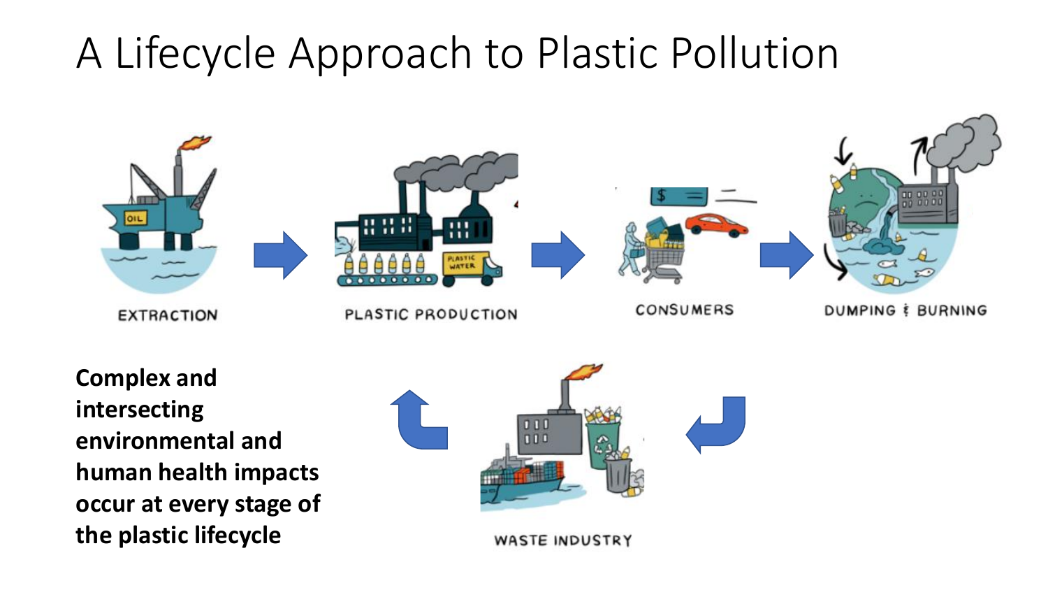# A Lifecycle Approach to Plastic Pollution

EXTRACTION → PLASTIC PRODUCTION → CONSUMERS → DUMPING & BURNING → WASTE INDUSTRY

**Complex and intersecting environmental and human health impacts occur at every stage of the plastic lifecycle**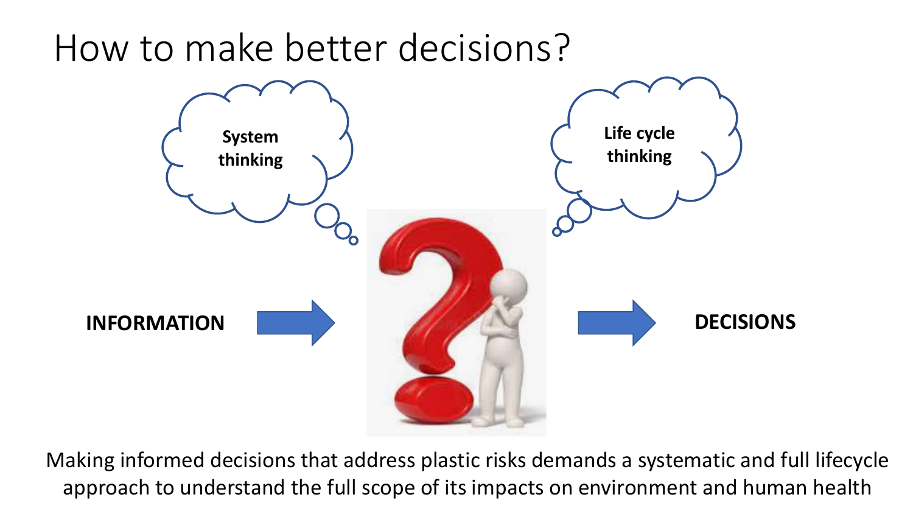# How to make better decisions?

System thinking

Life cycle thinking

**INFORMATION** → → **DECISIONS**

Making informed decisions that address plastic risks demands a systematic and full lifecycle approach to understand the full scope of its impacts on environment and human health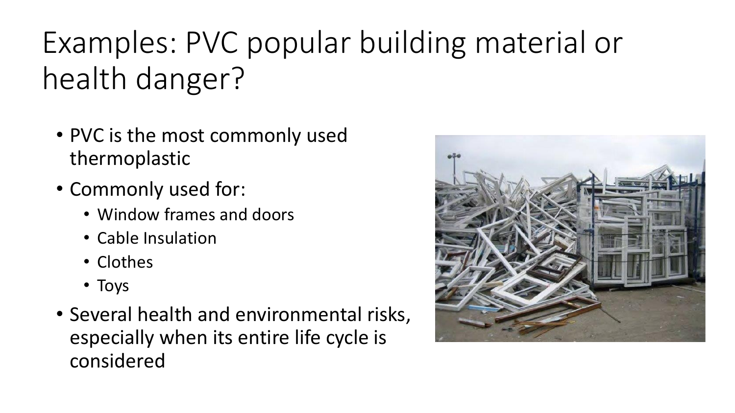# Examples: PVC popular building material or health danger?

- PVC is the most commonly used thermoplastic
- Commonly used for:
  - Window frames and doors
  - Cable Insulation
  - Clothes
  - Toys
- Several health and environmental risks, especially when its entire life cycle is considered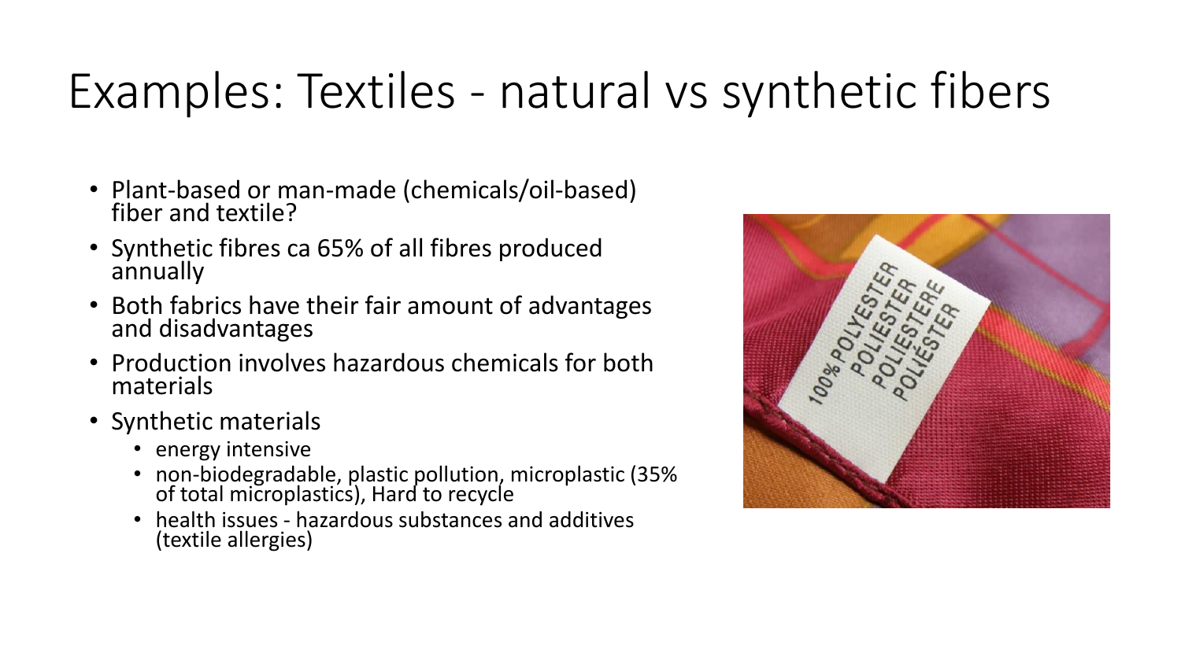# Examples: Textiles - natural vs synthetic fibers

- Plant-based or man-made (chemicals/oil-based) fiber and textile?
- Synthetic fibres ca 65% of all fibres produced annually
- Both fabrics have their fair amount of advantages and disadvantages
- Production involves hazardous chemicals for both materials
- Synthetic materials
  - energy intensive
  - non-biodegradable, plastic pollution, microplastic (35% of total microplastics), Hard to recycle
  - health issues - hazardous substances and additives (textile allergies)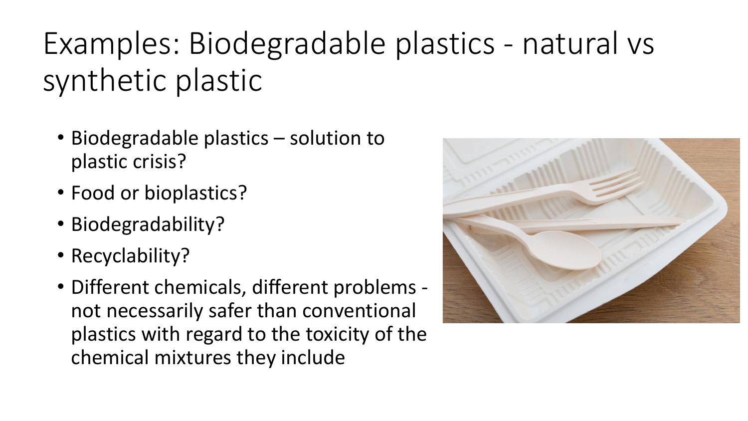# Examples: Biodegradable plastics - natural vs synthetic plastic

- Biodegradable plastics – solution to plastic crisis?
- Food or bioplastics?
- Biodegradability?
- Recyclability?
- Different chemicals, different problems - not necessarily safer than conventional plastics with regard to the toxicity of the chemical mixtures they include